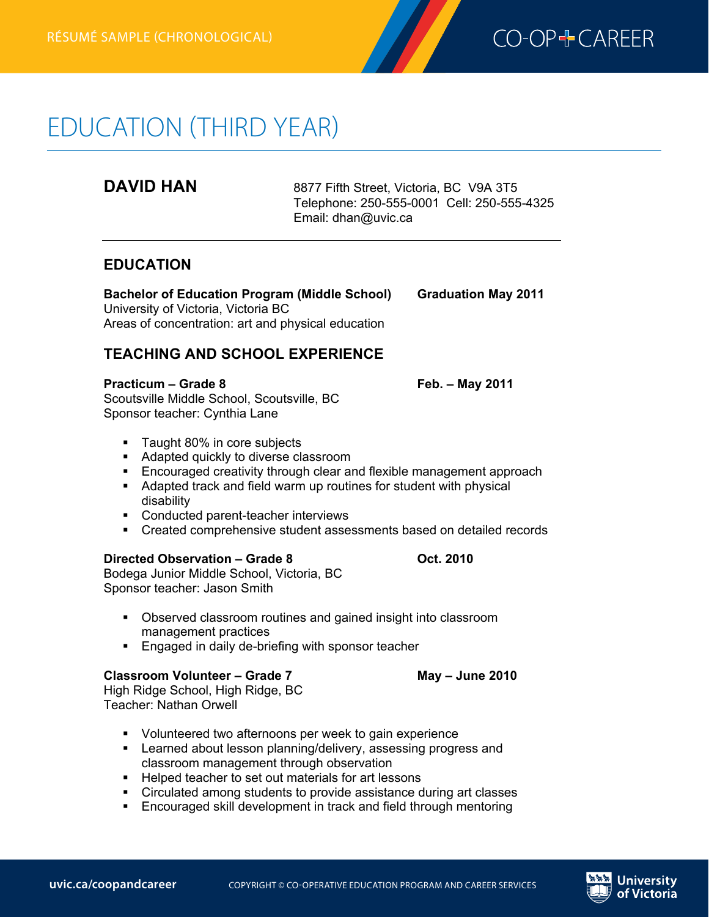RÉSUMÉ SAMPLE (CHRONOLOGICAL)

# EDUCATION (THIRD YEAR)

## DAVID HAN

8877 Fifth Street, Victoria, BC V9A 3T5
Telephone: 250-555-0001 Cell: 250-555-4325
Email: dhan@uvic.ca

## EDUCATION

**Bachelor of Education Program (Middle School)** **Graduation May 2011**
University of Victoria, Victoria BC
Areas of concentration: art and physical education

## TEACHING AND SCHOOL EXPERIENCE

**Practicum – Grade 8** **Feb. – May 2011**
Scoutsville Middle School, Scoutsville, BC
Sponsor teacher: Cynthia Lane

- Taught 80% in core subjects
- Adapted quickly to diverse classroom
- Encouraged creativity through clear and flexible management approach
- Adapted track and field warm up routines for student with physical disability
- Conducted parent-teacher interviews
- Created comprehensive student assessments based on detailed records

**Directed Observation – Grade 8** **Oct. 2010**
Bodega Junior Middle School, Victoria, BC
Sponsor teacher: Jason Smith

- Observed classroom routines and gained insight into classroom management practices
- Engaged in daily de-briefing with sponsor teacher

**Classroom Volunteer – Grade 7** **May – June 2010**
High Ridge School, High Ridge, BC
Teacher: Nathan Orwell

- Volunteered two afternoons per week to gain experience
- Learned about lesson planning/delivery, assessing progress and classroom management through observation
- Helped teacher to set out materials for art lessons
- Circulated among students to provide assistance during art classes
- Encouraged skill development in track and field through mentoring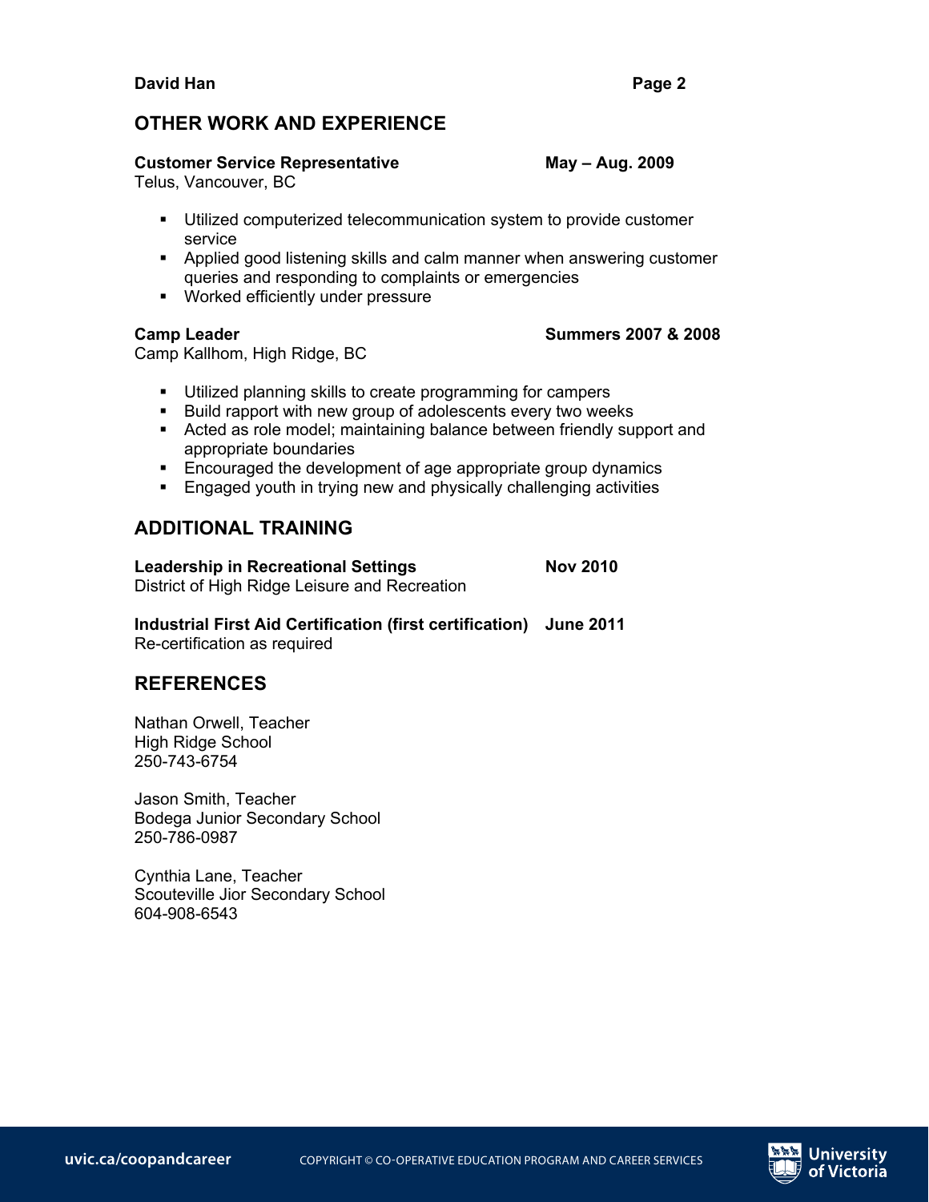## OTHER WORK AND EXPERIENCE

**Customer Service Representative** **May – Aug. 2009**
Telus, Vancouver, BC

- Utilized computerized telecommunication system to provide customer service
- Applied good listening skills and calm manner when answering customer queries and responding to complaints or emergencies
- Worked efficiently under pressure

**Camp Leader** **Summers 2007 & 2008**
Camp Kallhom, High Ridge, BC

- Utilized planning skills to create programming for campers
- Build rapport with new group of adolescents every two weeks
- Acted as role model; maintaining balance between friendly support and appropriate boundaries
- Encouraged the development of age appropriate group dynamics
- Engaged youth in trying new and physically challenging activities

## ADDITIONAL TRAINING

**Leadership in Recreational Settings** **Nov 2010**
District of High Ridge Leisure and Recreation

**Industrial First Aid Certification (first certification)** **June 2011**
Re-certification as required

## REFERENCES

Nathan Orwell, Teacher
High Ridge School
250-743-6754

Jason Smith, Teacher
Bodega Junior Secondary School
250-786-0987

Cynthia Lane, Teacher
Scouteville Jior Secondary School
604-908-6543